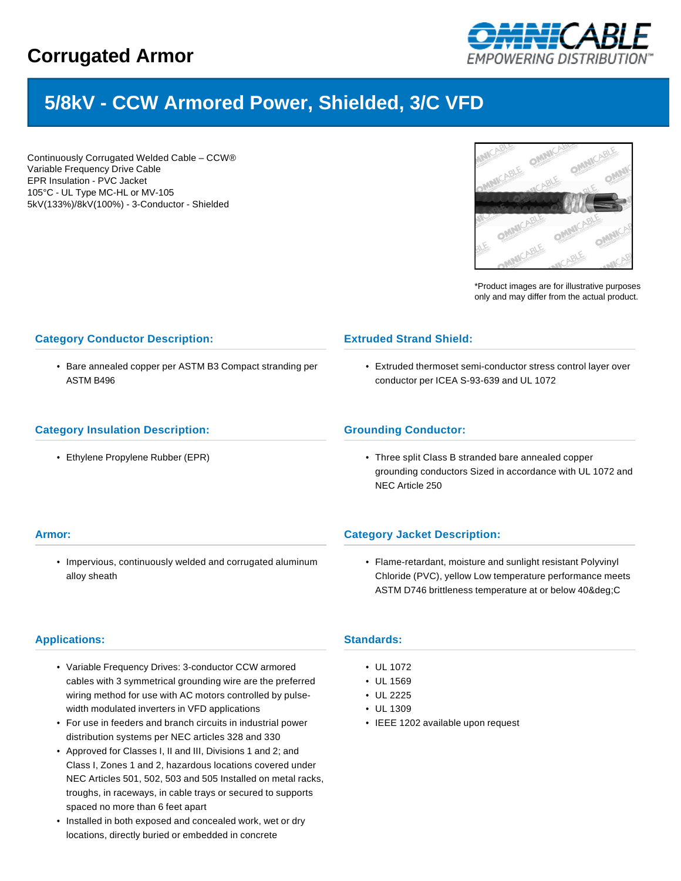# Corrugated Armor

## 5/8kV - CCW Armored Power, Shielded, 3/C VFD

Continuously Corrugated Welded Cable – CCW®
Variable Frequency Drive Cable
EPR Insulation - PVC Jacket
105°C - UL Type MC-HL or MV-105
5kV(133%)/8kV(100%) - 3-Conductor - Shielded

*Product images are for illustrative purposes only and may differ from the actual product.

### Category Conductor Description:

- Bare annealed copper per ASTM B3 Compact stranding per ASTM B496

### Extruded Strand Shield:

- Extruded thermoset semi-conductor stress control layer over conductor per ICEA S-93-639 and UL 1072

### Category Insulation Description:

- Ethylene Propylene Rubber (EPR)

### Grounding Conductor:

- Three split Class B stranded bare annealed copper grounding conductors Sized in accordance with UL 1072 and NEC Article 250

### Armor:

- Impervious, continuously welded and corrugated aluminum alloy sheath

### Category Jacket Description:

- Flame-retardant, moisture and sunlight resistant Polyvinyl Chloride (PVC), yellow Low temperature performance meets ASTM D746 brittleness temperature at or below 40&deg;C

### Applications:

- Variable Frequency Drives: 3-conductor CCW armored cables with 3 symmetrical grounding wire are the preferred wiring method for use with AC motors controlled by pulse-width modulated inverters in VFD applications
- For use in feeders and branch circuits in industrial power distribution systems per NEC articles 328 and 330
- Approved for Classes I, II and III, Divisions 1 and 2; and Class I, Zones 1 and 2, hazardous locations covered under NEC Articles 501, 502, 503 and 505 Installed on metal racks, troughs, in raceways, in cable trays or secured to supports spaced no more than 6 feet apart
- Installed in both exposed and concealed work, wet or dry locations, directly buried or embedded in concrete

### Standards:

- UL 1072
- UL 1569
- UL 2225
- UL 1309
- IEEE 1202 available upon request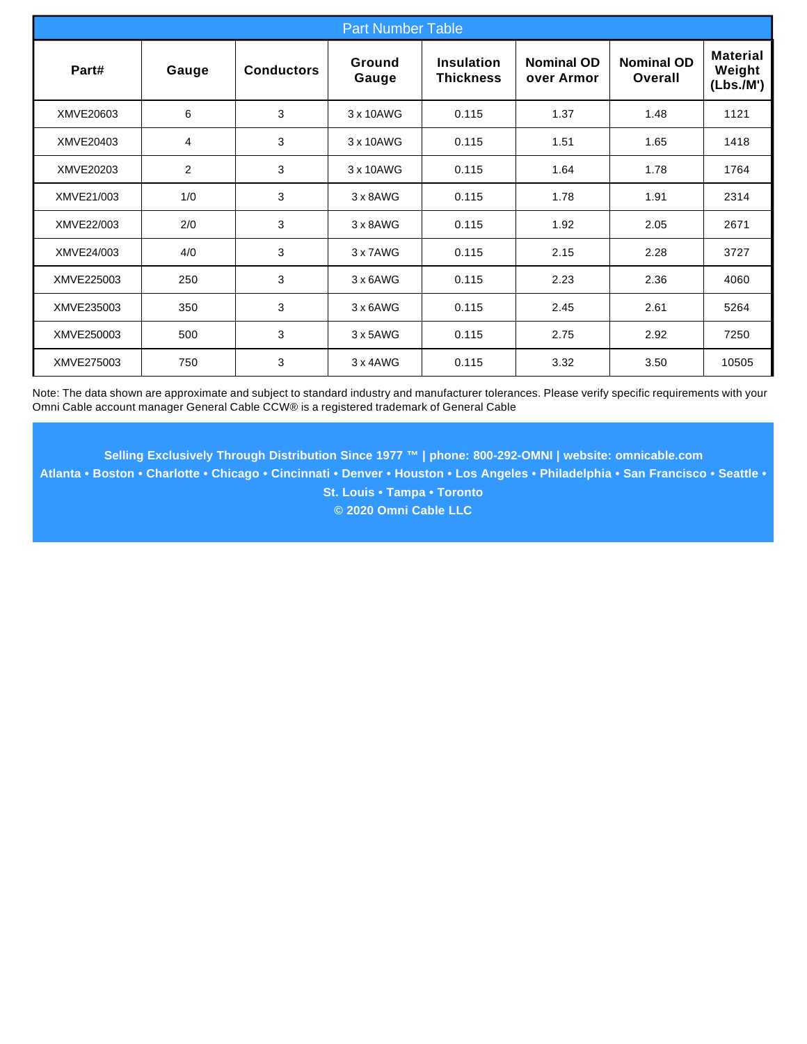## Part Number Table

| Part# | Gauge | Conductors | Ground Gauge | Insulation Thickness | Nominal OD over Armor | Nominal OD Overall | Material Weight (Lbs./M') |
|---|---|---|---|---|---|---|---|
| XMVE20603 | 6 | 3 | 3 x 10AWG | 0.115 | 1.37 | 1.48 | 1121 |
| XMVE20403 | 4 | 3 | 3 x 10AWG | 0.115 | 1.51 | 1.65 | 1418 |
| XMVE20203 | 2 | 3 | 3 x 10AWG | 0.115 | 1.64 | 1.78 | 1764 |
| XMVE21/003 | 1/0 | 3 | 3 x 8AWG | 0.115 | 1.78 | 1.91 | 2314 |
| XMVE22/003 | 2/0 | 3 | 3 x 8AWG | 0.115 | 1.92 | 2.05 | 2671 |
| XMVE24/003 | 4/0 | 3 | 3 x 7AWG | 0.115 | 2.15 | 2.28 | 3727 |
| XMVE225003 | 250 | 3 | 3 x 6AWG | 0.115 | 2.23 | 2.36 | 4060 |
| XMVE235003 | 350 | 3 | 3 x 6AWG | 0.115 | 2.45 | 2.61 | 5264 |
| XMVE250003 | 500 | 3 | 3 x 5AWG | 0.115 | 2.75 | 2.92 | 7250 |
| XMVE275003 | 750 | 3 | 3 x 4AWG | 0.115 | 3.32 | 3.50 | 10505 |

Note: The data shown are approximate and subject to standard industry and manufacturer tolerances. Please verify specific requirements with your Omni Cable account manager General Cable CCW® is a registered trademark of General Cable

**Selling Exclusively Through Distribution Since 1977 ™ | phone: 800-292-OMNI | website: omnicable.com**
**Atlanta • Boston • Charlotte • Chicago • Cincinnati • Denver • Houston • Los Angeles • Philadelphia • San Francisco • Seattle • St. Louis • Tampa • Toronto**
**© 2020 Omni Cable LLC**